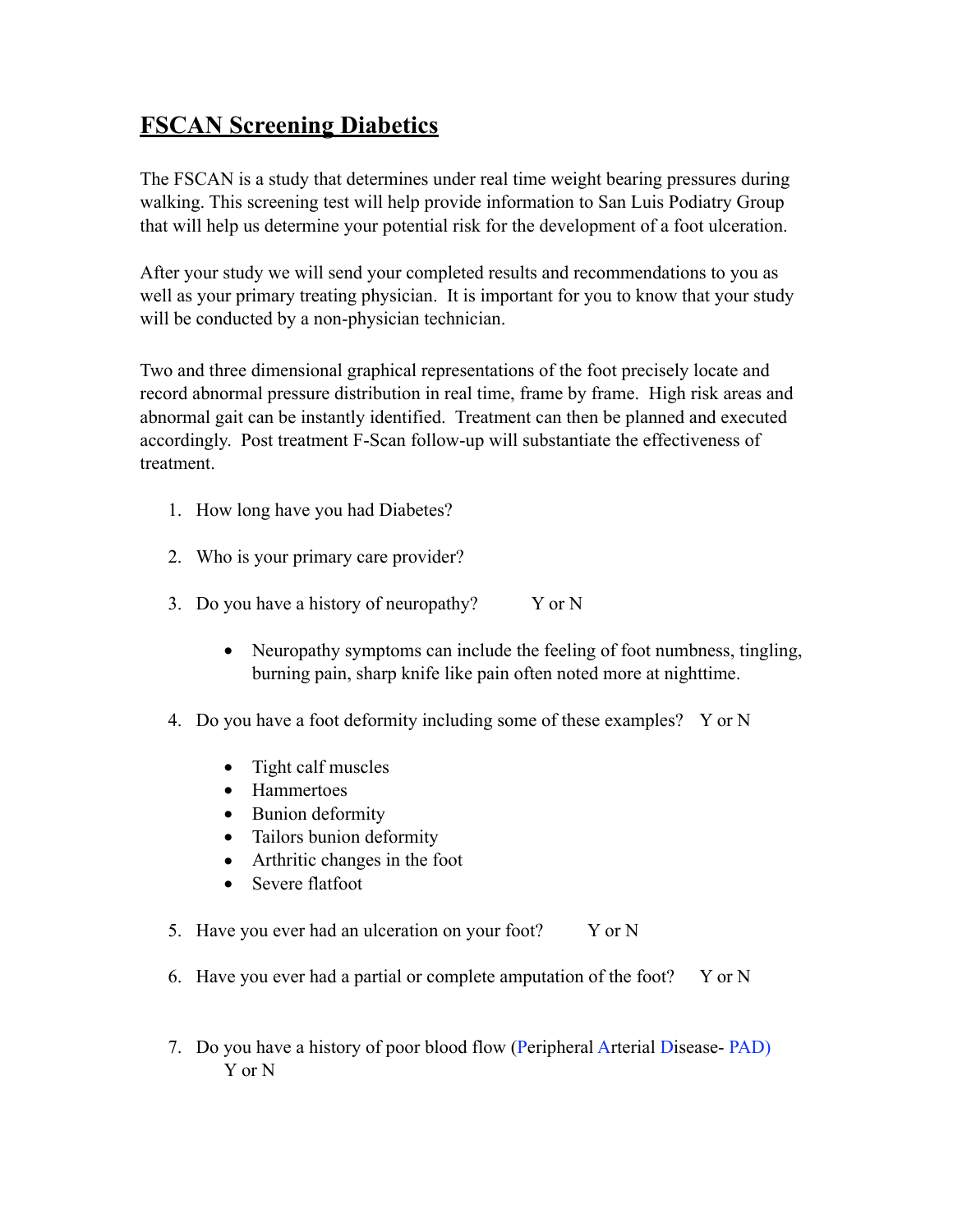# FSCAN Screening Diabetics

The FSCAN is a study that determines under real time weight bearing pressures during walking. This screening test will help provide information to San Luis Podiatry Group that will help us determine your potential risk for the development of a foot ulceration.

After your study we will send your completed results and recommendations to you as well as your primary treating physician. It is important for you to know that your study will be conducted by a non-physician technician.

Two and three dimensional graphical representations of the foot precisely locate and record abnormal pressure distribution in real time, frame by frame. High risk areas and abnormal gait can be instantly identified. Treatment can then be planned and executed accordingly. Post treatment F-Scan follow-up will substantiate the effectiveness of treatment.

1. How long have you had Diabetes?

2. Who is your primary care provider?

3. Do you have a history of neuropathy? Y or N

   - Neuropathy symptoms can include the feeling of foot numbness, tingling, burning pain, sharp knife like pain often noted more at nighttime.

4. Do you have a foot deformity including some of these examples? Y or N

   - Tight calf muscles
   - Hammertoes
   - Bunion deformity
   - Tailors bunion deformity
   - Arthritic changes in the foot
   - Severe flatfoot

5. Have you ever had an ulceration on your foot? Y or N

6. Have you ever had a partial or complete amputation of the foot? Y or N

7. Do you have a history of poor blood flow (Peripheral Arterial Disease- PAD) Y or N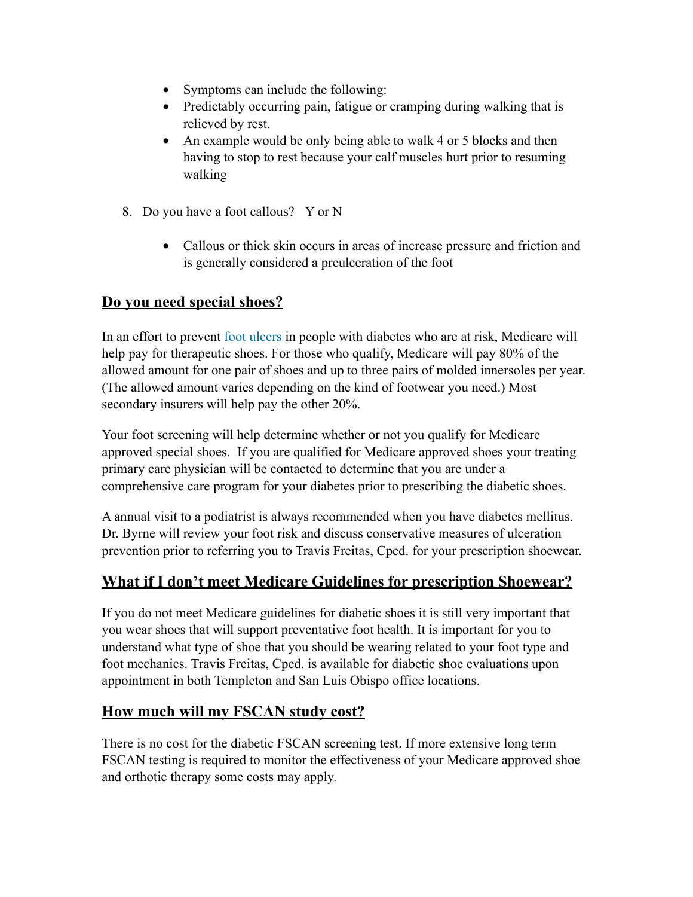- Symptoms can include the following:
- Predictably occurring pain, fatigue or cramping during walking that is relieved by rest.
- An example would be only being able to walk 4 or 5 blocks and then having to stop to rest because your calf muscles hurt prior to resuming walking

8. Do you have a foot callous?   Y or N

    - Callous or thick skin occurs in areas of increase pressure and friction and is generally considered a preulceration of the foot

## Do you need special shoes?

In an effort to prevent foot ulcers in people with diabetes who are at risk, Medicare will help pay for therapeutic shoes. For those who qualify, Medicare will pay 80% of the allowed amount for one pair of shoes and up to three pairs of molded innersoles per year. (The allowed amount varies depending on the kind of footwear you need.) Most secondary insurers will help pay the other 20%.

Your foot screening will help determine whether or not you qualify for Medicare approved special shoes.  If you are qualified for Medicare approved shoes your treating primary care physician will be contacted to determine that you are under a comprehensive care program for your diabetes prior to prescribing the diabetic shoes.

A annual visit to a podiatrist is always recommended when you have diabetes mellitus. Dr. Byrne will review your foot risk and discuss conservative measures of ulceration prevention prior to referring you to Travis Freitas, Cped. for your prescription shoewear.

## What if I don't meet Medicare Guidelines for prescription Shoewear?

If you do not meet Medicare guidelines for diabetic shoes it is still very important that you wear shoes that will support preventative foot health. It is important for you to understand what type of shoe that you should be wearing related to your foot type and foot mechanics. Travis Freitas, Cped. is available for diabetic shoe evaluations upon appointment in both Templeton and San Luis Obispo office locations.

## How much will my FSCAN study cost?

There is no cost for the diabetic FSCAN screening test. If more extensive long term FSCAN testing is required to monitor the effectiveness of your Medicare approved shoe and orthotic therapy some costs may apply.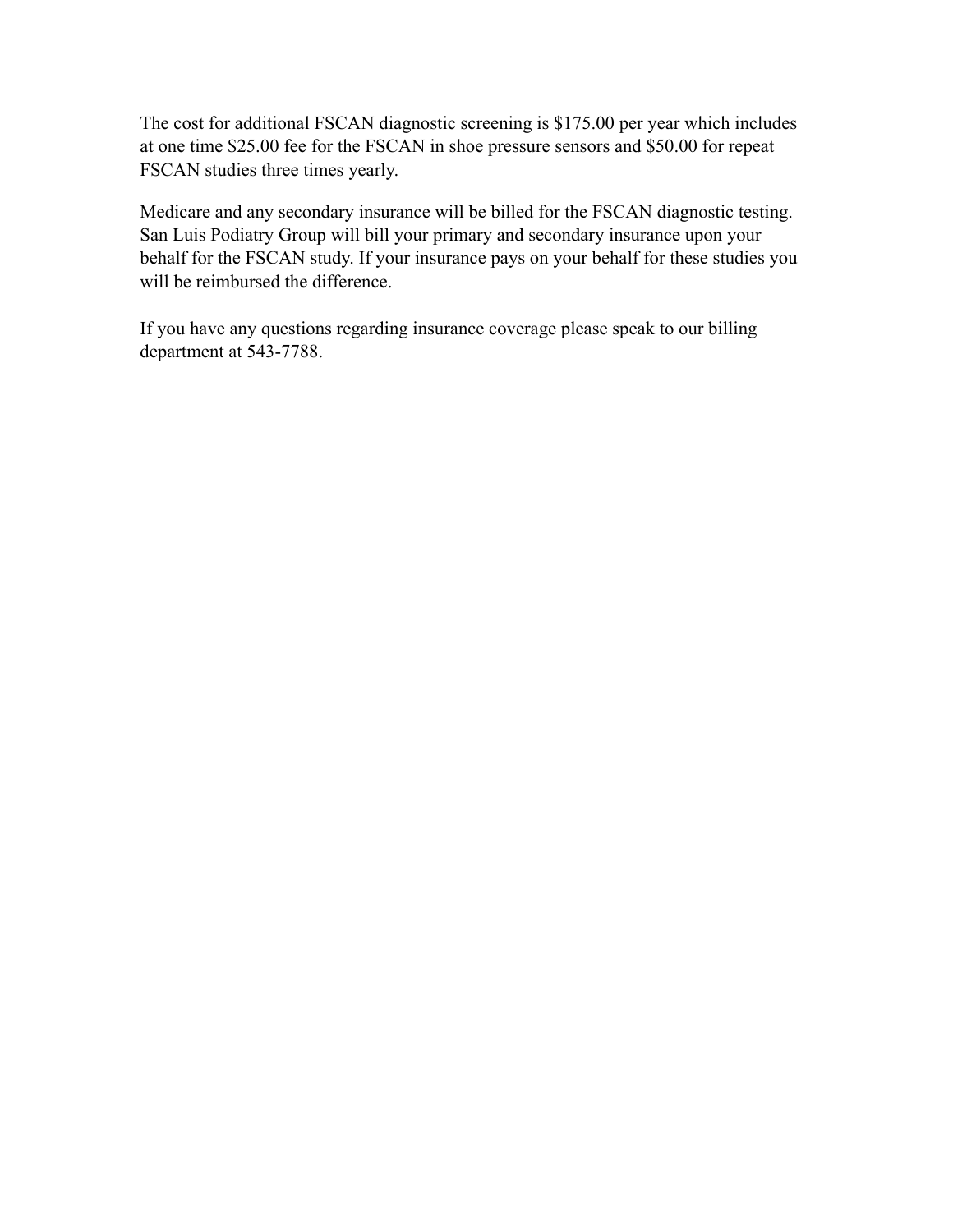The cost for additional FSCAN diagnostic screening is $175.00 per year which includes at one time $25.00 fee for the FSCAN in shoe pressure sensors and $50.00 for repeat FSCAN studies three times yearly.

Medicare and any secondary insurance will be billed for the FSCAN diagnostic testing. San Luis Podiatry Group will bill your primary and secondary insurance upon your behalf for the FSCAN study. If your insurance pays on your behalf for these studies you will be reimbursed the difference.

If you have any questions regarding insurance coverage please speak to our billing department at 543-7788.